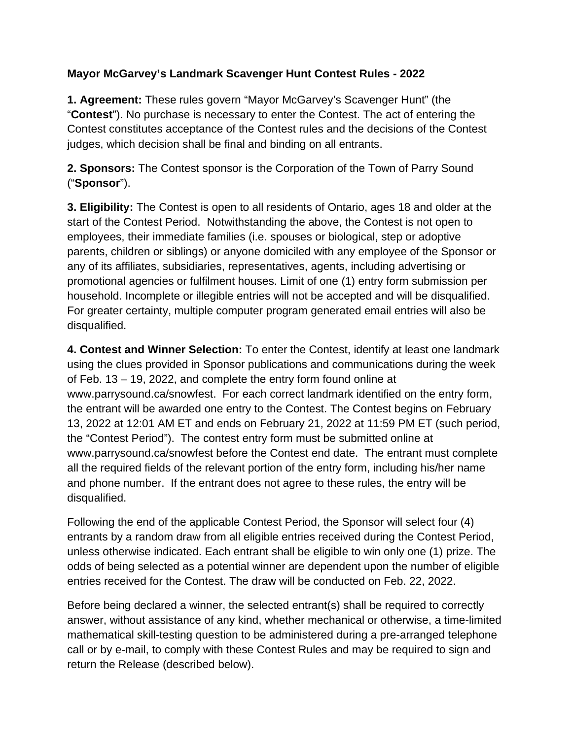**Mayor McGarvey's Landmark Scavenger Hunt Contest Rules - 2022**

**1. Agreement:** These rules govern "Mayor McGarvey's Scavenger Hunt" (the "**Contest**"). No purchase is necessary to enter the Contest. The act of entering the Contest constitutes acceptance of the Contest rules and the decisions of the Contest judges, which decision shall be final and binding on all entrants.

**2. Sponsors:** The Contest sponsor is the Corporation of the Town of Parry Sound ("**Sponsor**").

**3. Eligibility:** The Contest is open to all residents of Ontario, ages 18 and older at the start of the Contest Period. Notwithstanding the above, the Contest is not open to employees, their immediate families (i.e. spouses or biological, step or adoptive parents, children or siblings) or anyone domiciled with any employee of the Sponsor or any of its affiliates, subsidiaries, representatives, agents, including advertising or promotional agencies or fulfilment houses. Limit of one (1) entry form submission per household. Incomplete or illegible entries will not be accepted and will be disqualified. For greater certainty, multiple computer program generated email entries will also be disqualified.

**4. Contest and Winner Selection:** To enter the Contest, identify at least one landmark using the clues provided in Sponsor publications and communications during the week of Feb. 13 – 19, 2022, and complete the entry form found online at www.parrysound.ca/snowfest. For each correct landmark identified on the entry form, the entrant will be awarded one entry to the Contest. The Contest begins on February 13, 2022 at 12:01 AM ET and ends on February 21, 2022 at 11:59 PM ET (such period, the "Contest Period"). The contest entry form must be submitted online at www.parrysound.ca/snowfest before the Contest end date. The entrant must complete all the required fields of the relevant portion of the entry form, including his/her name and phone number. If the entrant does not agree to these rules, the entry will be disqualified.

Following the end of the applicable Contest Period, the Sponsor will select four (4) entrants by a random draw from all eligible entries received during the Contest Period, unless otherwise indicated. Each entrant shall be eligible to win only one (1) prize. The odds of being selected as a potential winner are dependent upon the number of eligible entries received for the Contest. The draw will be conducted on Feb. 22, 2022.

Before being declared a winner, the selected entrant(s) shall be required to correctly answer, without assistance of any kind, whether mechanical or otherwise, a time-limited mathematical skill-testing question to be administered during a pre-arranged telephone call or by e-mail, to comply with these Contest Rules and may be required to sign and return the Release (described below).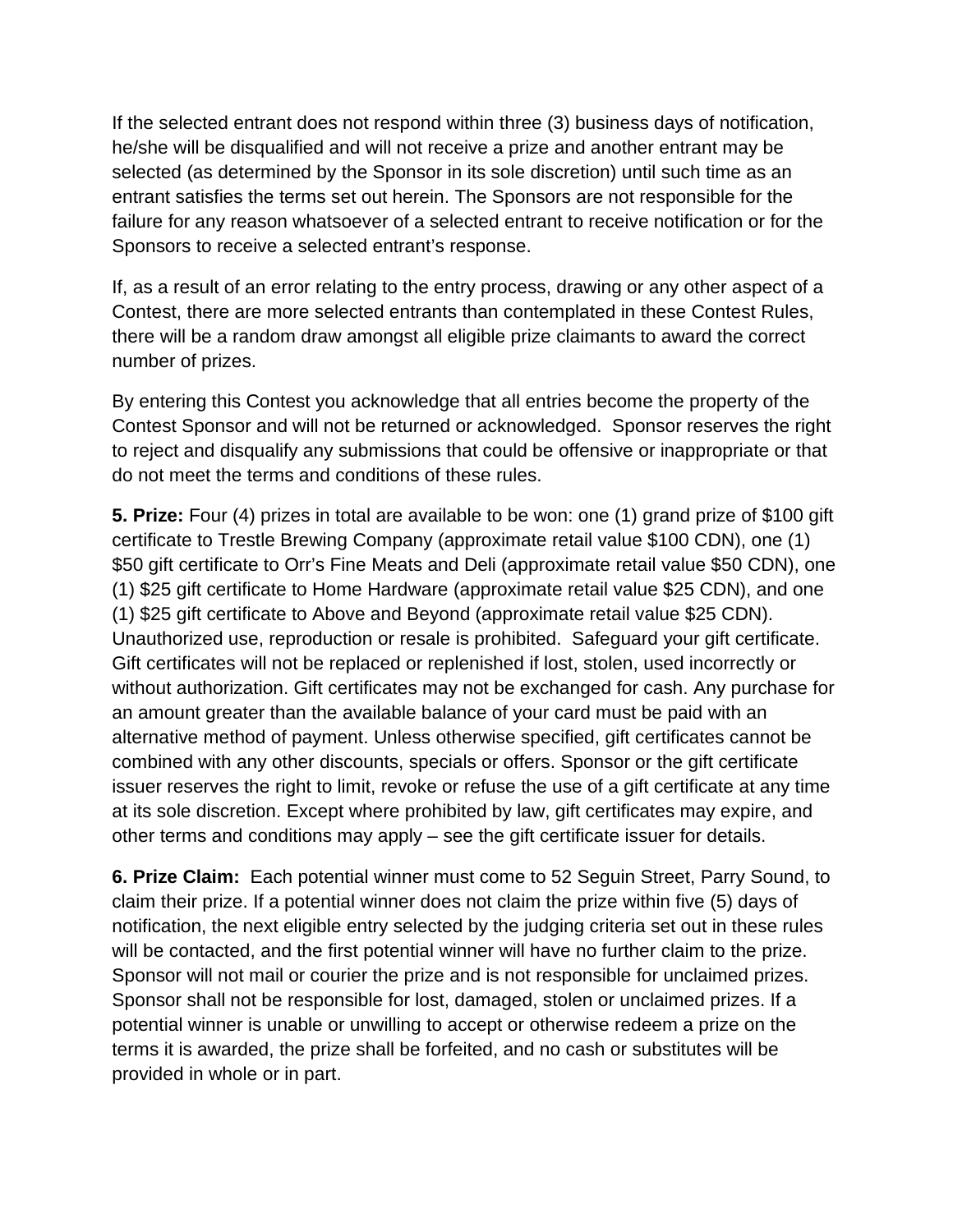If the selected entrant does not respond within three (3) business days of notification, he/she will be disqualified and will not receive a prize and another entrant may be selected (as determined by the Sponsor in its sole discretion) until such time as an entrant satisfies the terms set out herein. The Sponsors are not responsible for the failure for any reason whatsoever of a selected entrant to receive notification or for the Sponsors to receive a selected entrant's response.

If, as a result of an error relating to the entry process, drawing or any other aspect of a Contest, there are more selected entrants than contemplated in these Contest Rules, there will be a random draw amongst all eligible prize claimants to award the correct number of prizes.

By entering this Contest you acknowledge that all entries become the property of the Contest Sponsor and will not be returned or acknowledged. Sponsor reserves the right to reject and disqualify any submissions that could be offensive or inappropriate or that do not meet the terms and conditions of these rules.

**5. Prize:** Four (4) prizes in total are available to be won: one (1) grand prize of $100 gift certificate to Trestle Brewing Company (approximate retail value $100 CDN), one (1) $50 gift certificate to Orr's Fine Meats and Deli (approximate retail value $50 CDN), one (1) $25 gift certificate to Home Hardware (approximate retail value $25 CDN), and one (1) $25 gift certificate to Above and Beyond (approximate retail value $25 CDN). Unauthorized use, reproduction or resale is prohibited. Safeguard your gift certificate. Gift certificates will not be replaced or replenished if lost, stolen, used incorrectly or without authorization. Gift certificates may not be exchanged for cash. Any purchase for an amount greater than the available balance of your card must be paid with an alternative method of payment. Unless otherwise specified, gift certificates cannot be combined with any other discounts, specials or offers. Sponsor or the gift certificate issuer reserves the right to limit, revoke or refuse the use of a gift certificate at any time at its sole discretion. Except where prohibited by law, gift certificates may expire, and other terms and conditions may apply – see the gift certificate issuer for details.

**6. Prize Claim:** Each potential winner must come to 52 Seguin Street, Parry Sound, to claim their prize. If a potential winner does not claim the prize within five (5) days of notification, the next eligible entry selected by the judging criteria set out in these rules will be contacted, and the first potential winner will have no further claim to the prize. Sponsor will not mail or courier the prize and is not responsible for unclaimed prizes. Sponsor shall not be responsible for lost, damaged, stolen or unclaimed prizes. If a potential winner is unable or unwilling to accept or otherwise redeem a prize on the terms it is awarded, the prize shall be forfeited, and no cash or substitutes will be provided in whole or in part.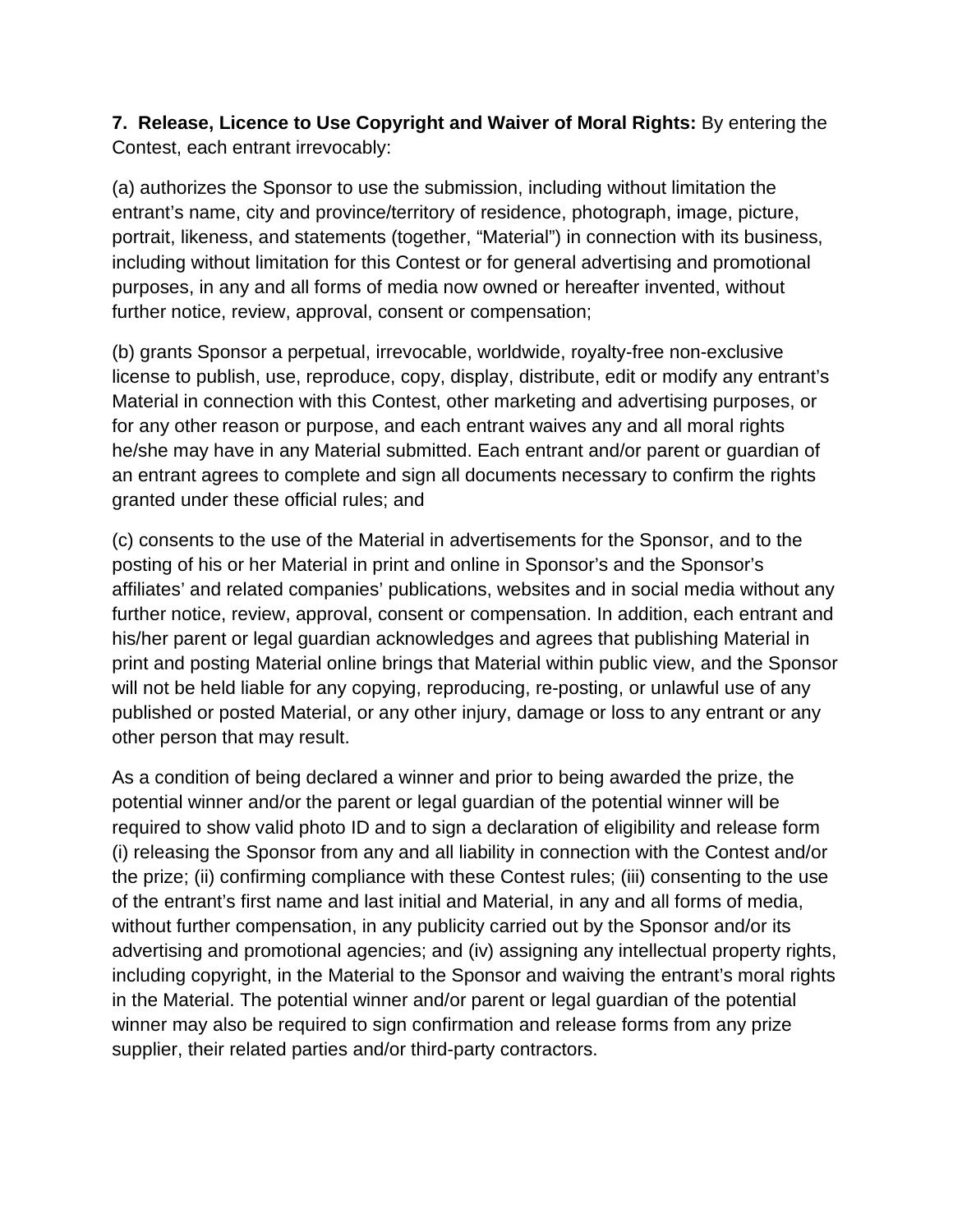**7. Release, Licence to Use Copyright and Waiver of Moral Rights:** By entering the Contest, each entrant irrevocably:

(a) authorizes the Sponsor to use the submission, including without limitation the entrant's name, city and province/territory of residence, photograph, image, picture, portrait, likeness, and statements (together, "Material") in connection with its business, including without limitation for this Contest or for general advertising and promotional purposes, in any and all forms of media now owned or hereafter invented, without further notice, review, approval, consent or compensation;

(b) grants Sponsor a perpetual, irrevocable, worldwide, royalty-free non-exclusive license to publish, use, reproduce, copy, display, distribute, edit or modify any entrant's Material in connection with this Contest, other marketing and advertising purposes, or for any other reason or purpose, and each entrant waives any and all moral rights he/she may have in any Material submitted. Each entrant and/or parent or guardian of an entrant agrees to complete and sign all documents necessary to confirm the rights granted under these official rules; and

(c) consents to the use of the Material in advertisements for the Sponsor, and to the posting of his or her Material in print and online in Sponsor's and the Sponsor's affiliates' and related companies' publications, websites and in social media without any further notice, review, approval, consent or compensation. In addition, each entrant and his/her parent or legal guardian acknowledges and agrees that publishing Material in print and posting Material online brings that Material within public view, and the Sponsor will not be held liable for any copying, reproducing, re-posting, or unlawful use of any published or posted Material, or any other injury, damage or loss to any entrant or any other person that may result.

As a condition of being declared a winner and prior to being awarded the prize, the potential winner and/or the parent or legal guardian of the potential winner will be required to show valid photo ID and to sign a declaration of eligibility and release form (i) releasing the Sponsor from any and all liability in connection with the Contest and/or the prize; (ii) confirming compliance with these Contest rules; (iii) consenting to the use of the entrant's first name and last initial and Material, in any and all forms of media, without further compensation, in any publicity carried out by the Sponsor and/or its advertising and promotional agencies; and (iv) assigning any intellectual property rights, including copyright, in the Material to the Sponsor and waiving the entrant's moral rights in the Material. The potential winner and/or parent or legal guardian of the potential winner may also be required to sign confirmation and release forms from any prize supplier, their related parties and/or third-party contractors.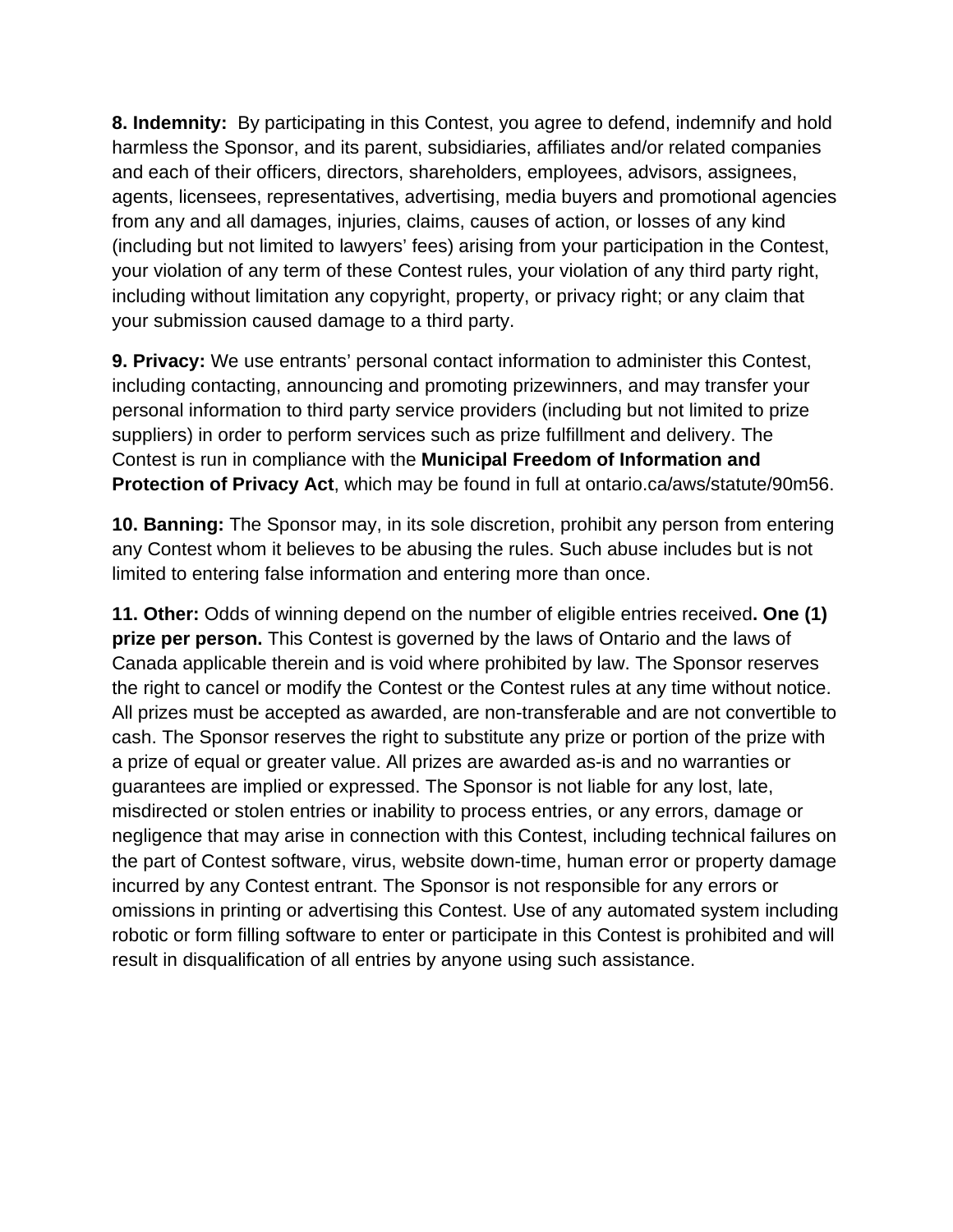**8. Indemnity:** By participating in this Contest, you agree to defend, indemnify and hold harmless the Sponsor, and its parent, subsidiaries, affiliates and/or related companies and each of their officers, directors, shareholders, employees, advisors, assignees, agents, licensees, representatives, advertising, media buyers and promotional agencies from any and all damages, injuries, claims, causes of action, or losses of any kind (including but not limited to lawyers' fees) arising from your participation in the Contest, your violation of any term of these Contest rules, your violation of any third party right, including without limitation any copyright, property, or privacy right; or any claim that your submission caused damage to a third party.

**9. Privacy:** We use entrants' personal contact information to administer this Contest, including contacting, announcing and promoting prizewinners, and may transfer your personal information to third party service providers (including but not limited to prize suppliers) in order to perform services such as prize fulfillment and delivery. The Contest is run in compliance with the **Municipal Freedom of Information and Protection of Privacy Act**, which may be found in full at ontario.ca/aws/statute/90m56.

**10. Banning:** The Sponsor may, in its sole discretion, prohibit any person from entering any Contest whom it believes to be abusing the rules. Such abuse includes but is not limited to entering false information and entering more than once.

**11. Other:** Odds of winning depend on the number of eligible entries received**. One (1) prize per person.** This Contest is governed by the laws of Ontario and the laws of Canada applicable therein and is void where prohibited by law. The Sponsor reserves the right to cancel or modify the Contest or the Contest rules at any time without notice. All prizes must be accepted as awarded, are non-transferable and are not convertible to cash. The Sponsor reserves the right to substitute any prize or portion of the prize with a prize of equal or greater value. All prizes are awarded as-is and no warranties or guarantees are implied or expressed. The Sponsor is not liable for any lost, late, misdirected or stolen entries or inability to process entries, or any errors, damage or negligence that may arise in connection with this Contest, including technical failures on the part of Contest software, virus, website down-time, human error or property damage incurred by any Contest entrant. The Sponsor is not responsible for any errors or omissions in printing or advertising this Contest. Use of any automated system including robotic or form filling software to enter or participate in this Contest is prohibited and will result in disqualification of all entries by anyone using such assistance.